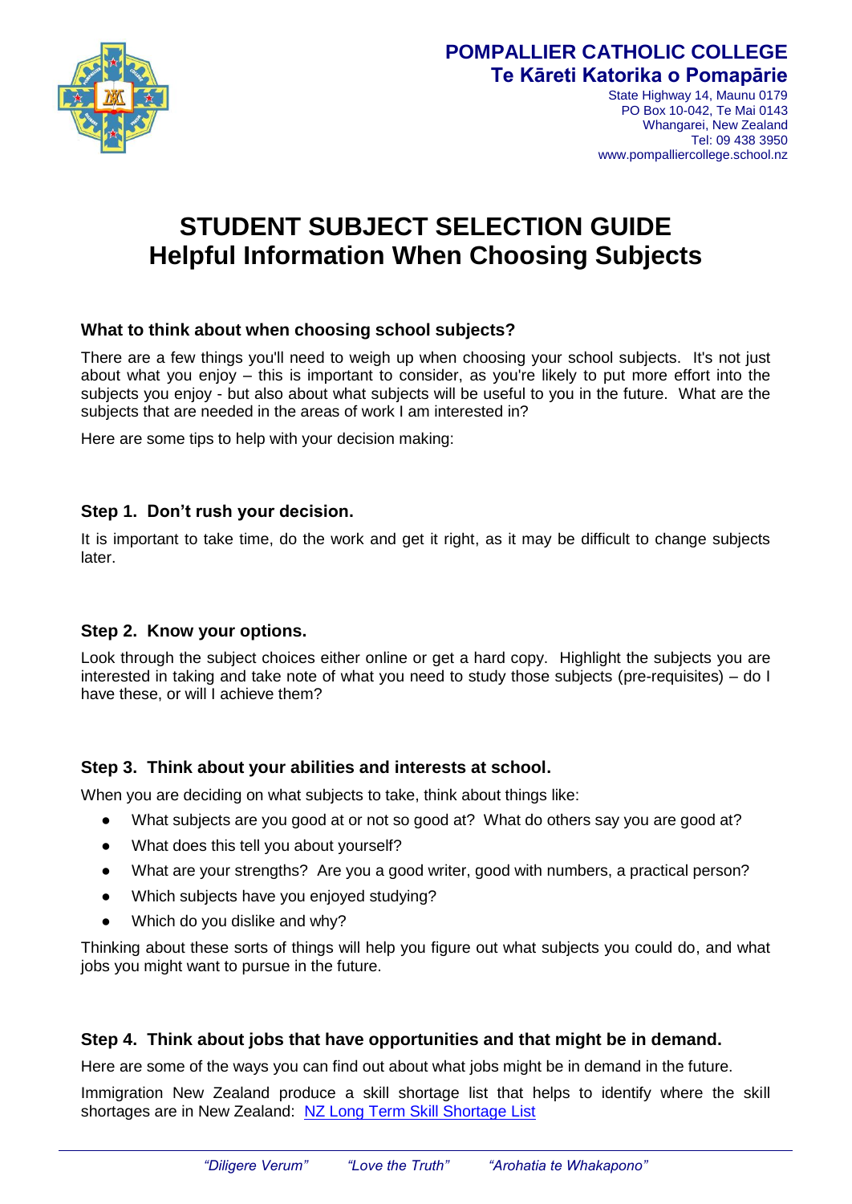**POMPALLIER CATHOLIC COLLEGE**
**Te Kāreti Katorika o Pomapārie**

State Highway 14, Maunu 0179
PO Box 10-042, Te Mai 0143
Whangarei, New Zealand
Tel: 09 438 3950
www.pompalliercollege.school.nz

# STUDENT SUBJECT SELECTION GUIDE
# Helpful Information When Choosing Subjects

### What to think about when choosing school subjects?

There are a few things you'll need to weigh up when choosing your school subjects. It's not just about what you enjoy – this is important to consider, as you're likely to put more effort into the subjects you enjoy - but also about what subjects will be useful to you in the future. What are the subjects that are needed in the areas of work I am interested in?

Here are some tips to help with your decision making:

### Step 1. Don't rush your decision.

It is important to take time, do the work and get it right, as it may be difficult to change subjects later.

### Step 2. Know your options.

Look through the subject choices either online or get a hard copy. Highlight the subjects you are interested in taking and take note of what you need to study those subjects (pre-requisites) – do I have these, or will I achieve them?

### Step 3. Think about your abilities and interests at school.

When you are deciding on what subjects to take, think about things like:

- What subjects are you good at or not so good at? What do others say you are good at?
- What does this tell you about yourself?
- What are your strengths? Are you a good writer, good with numbers, a practical person?
- Which subjects have you enjoyed studying?
- Which do you dislike and why?

Thinking about these sorts of things will help you figure out what subjects you could do, and what jobs you might want to pursue in the future.

### Step 4. Think about jobs that have opportunities and that might be in demand.

Here are some of the ways you can find out about what jobs might be in demand in the future.

Immigration New Zealand produce a skill shortage list that helps to identify where the skill shortages are in New Zealand: NZ Long Term Skill Shortage List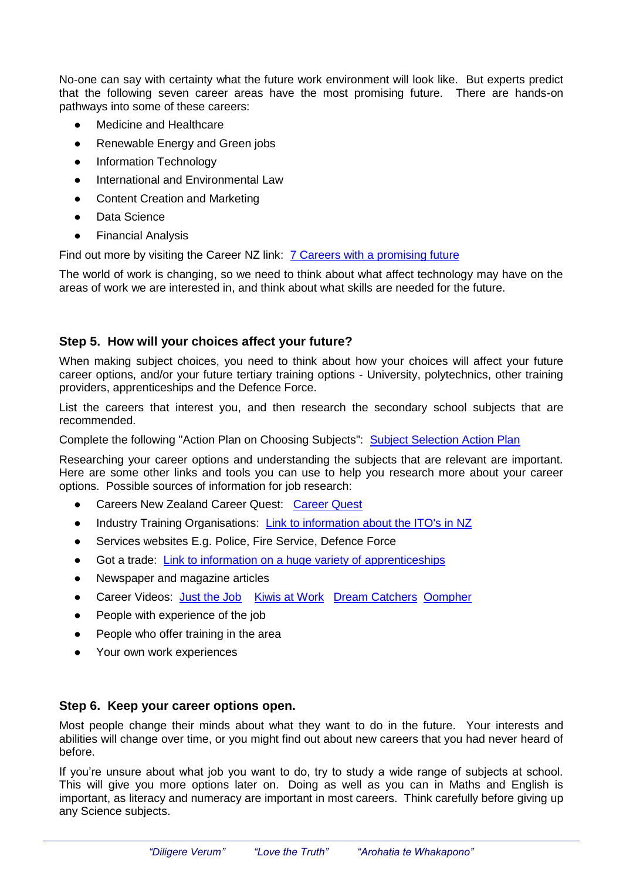No-one can say with certainty what the future work environment will look like. But experts predict that the following seven career areas have the most promising future. There are hands-on pathways into some of these careers:

- Medicine and Healthcare
- Renewable Energy and Green jobs
- Information Technology
- International and Environmental Law
- Content Creation and Marketing
- Data Science
- Financial Analysis

Find out more by visiting the Career NZ link: 7 Careers with a promising future

The world of work is changing, so we need to think about what affect technology may have on the areas of work we are interested in, and think about what skills are needed for the future.

### Step 5. How will your choices affect your future?

When making subject choices, you need to think about how your choices will affect your future career options, and/or your future tertiary training options - University, polytechnics, other training providers, apprenticeships and the Defence Force.

List the careers that interest you, and then research the secondary school subjects that are recommended.

Complete the following "Action Plan on Choosing Subjects": Subject Selection Action Plan

Researching your career options and understanding the subjects that are relevant are important. Here are some other links and tools you can use to help you research more about your career options. Possible sources of information for job research:

- Careers New Zealand Career Quest: Career Quest
- Industry Training Organisations: Link to information about the ITO's in NZ
- Services websites E.g. Police, Fire Service, Defence Force
- Got a trade: Link to information on a huge variety of apprenticeships
- Newspaper and magazine articles
- Career Videos: Just the Job Kiwis at Work Dream Catchers Oompher
- People with experience of the job
- People who offer training in the area
- Your own work experiences

### Step 6. Keep your career options open.

Most people change their minds about what they want to do in the future. Your interests and abilities will change over time, or you might find out about new careers that you had never heard of before.

If you're unsure about what job you want to do, try to study a wide range of subjects at school. This will give you more options later on. Doing as well as you can in Maths and English is important, as literacy and numeracy are important in most careers. Think carefully before giving up any Science subjects.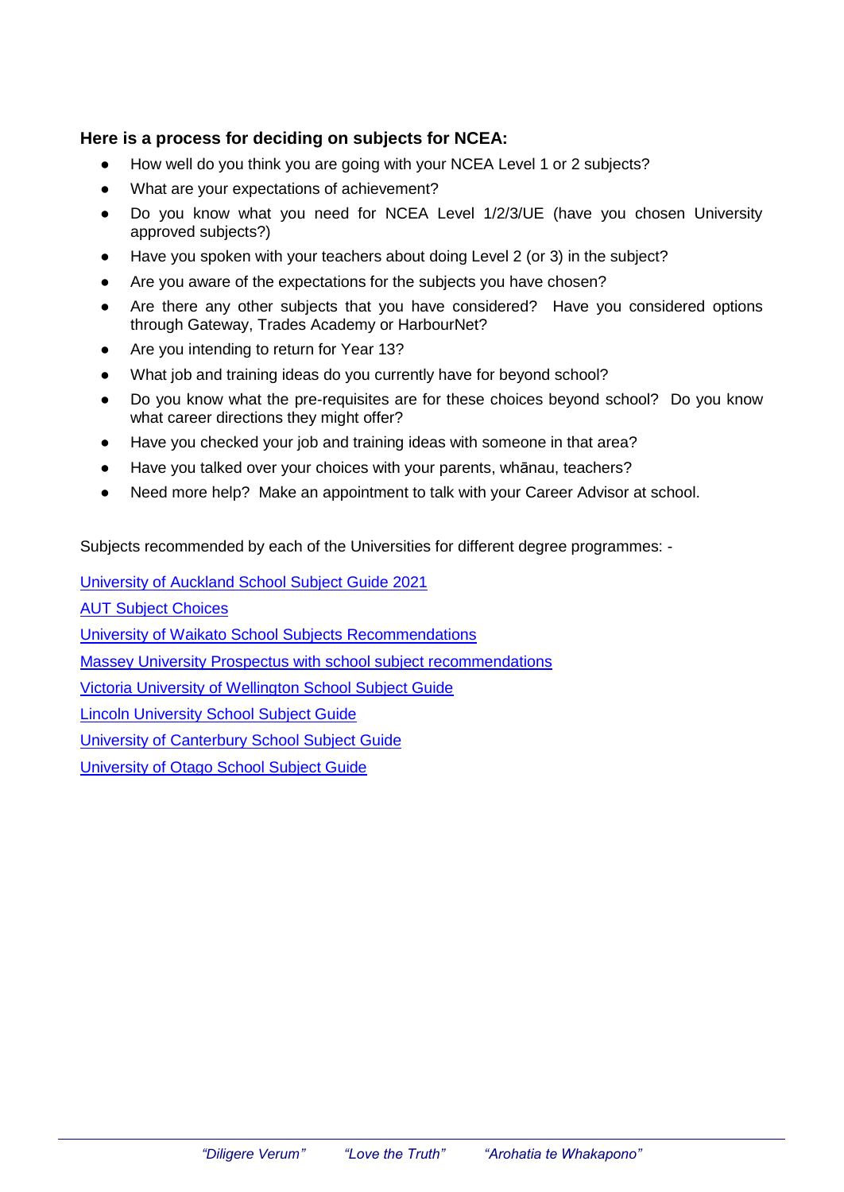**Here is a process for deciding on subjects for NCEA:**

- How well do you think you are going with your NCEA Level 1 or 2 subjects?
- What are your expectations of achievement?
- Do you know what you need for NCEA Level 1/2/3/UE (have you chosen University approved subjects?)
- Have you spoken with your teachers about doing Level 2 (or 3) in the subject?
- Are you aware of the expectations for the subjects you have chosen?
- Are there any other subjects that you have considered? Have you considered options through Gateway, Trades Academy or HarbourNet?
- Are you intending to return for Year 13?
- What job and training ideas do you currently have for beyond school?
- Do you know what the pre-requisites are for these choices beyond school? Do you know what career directions they might offer?
- Have you checked your job and training ideas with someone in that area?
- Have you talked over your choices with your parents, whānau, teachers?
- Need more help? Make an appointment to talk with your Career Advisor at school.

Subjects recommended by each of the Universities for different degree programmes: -

University of Auckland School Subject Guide 2021

AUT Subject Choices

University of Waikato School Subjects Recommendations

Massey University Prospectus with school subject recommendations

Victoria University of Wellington School Subject Guide

Lincoln University School Subject Guide

University of Canterbury School Subject Guide

University of Otago School Subject Guide